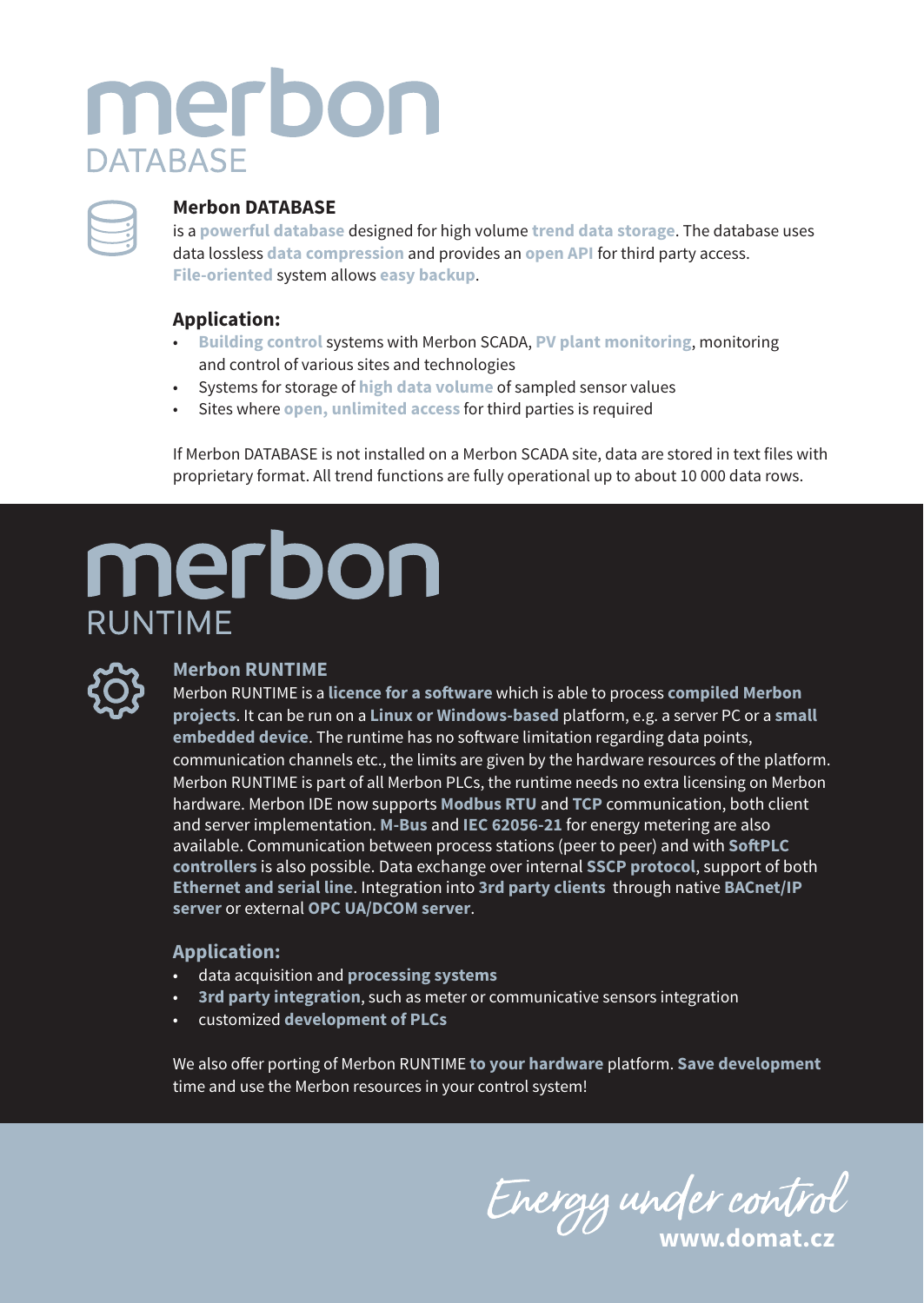# merbon DATABASE

## Merbon DATABASE

is a **powerful database** designed for high volume **trend data storage**. The database uses data lossless **data compression** and provides an **open API** for third party access. **File-oriented** system allows **easy backup**.

### Application:

- **Building control** systems with Merbon SCADA, **PV plant monitoring**, monitoring and control of various sites and technologies
- Systems for storage of **high data volume** of sampled sensor values
- Sites where **open, unlimited access** for third parties is required

If Merbon DATABASE is not installed on a Merbon SCADA site, data are stored in text files with proprietary format. All trend functions are fully operational up to about 10 000 data rows.

# merbon RUNTIME

## Merbon RUNTIME

Merbon RUNTIME is a **licence for a software** which is able to process **compiled Merbon projects**. It can be run on a **Linux or Windows-based** platform, e.g. a server PC or a **small embedded device**. The runtime has no software limitation regarding data points, communication channels etc., the limits are given by the hardware resources of the platform. Merbon RUNTIME is part of all Merbon PLCs, the runtime needs no extra licensing on Merbon hardware. Merbon IDE now supports **Modbus RTU** and **TCP** communication, both client and server implementation. **M-Bus** and **IEC 62056-21** for energy metering are also available. Communication between process stations (peer to peer) and with **SoftPLC controllers** is also possible. Data exchange over internal **SSCP protocol**, support of both **Ethernet and serial line**. Integration into **3rd party clients** through native **BACnet/IP server** or external **OPC UA/DCOM server**.

### Application:

- data acquisition and **processing systems**
- **3rd party integration**, such as meter or communicative sensors integration
- customized **development of PLCs**

We also offer porting of Merbon RUNTIME **to your hardware** platform. **Save development** time and use the Merbon resources in your control system!

*Energy under control*

**www.domat.cz**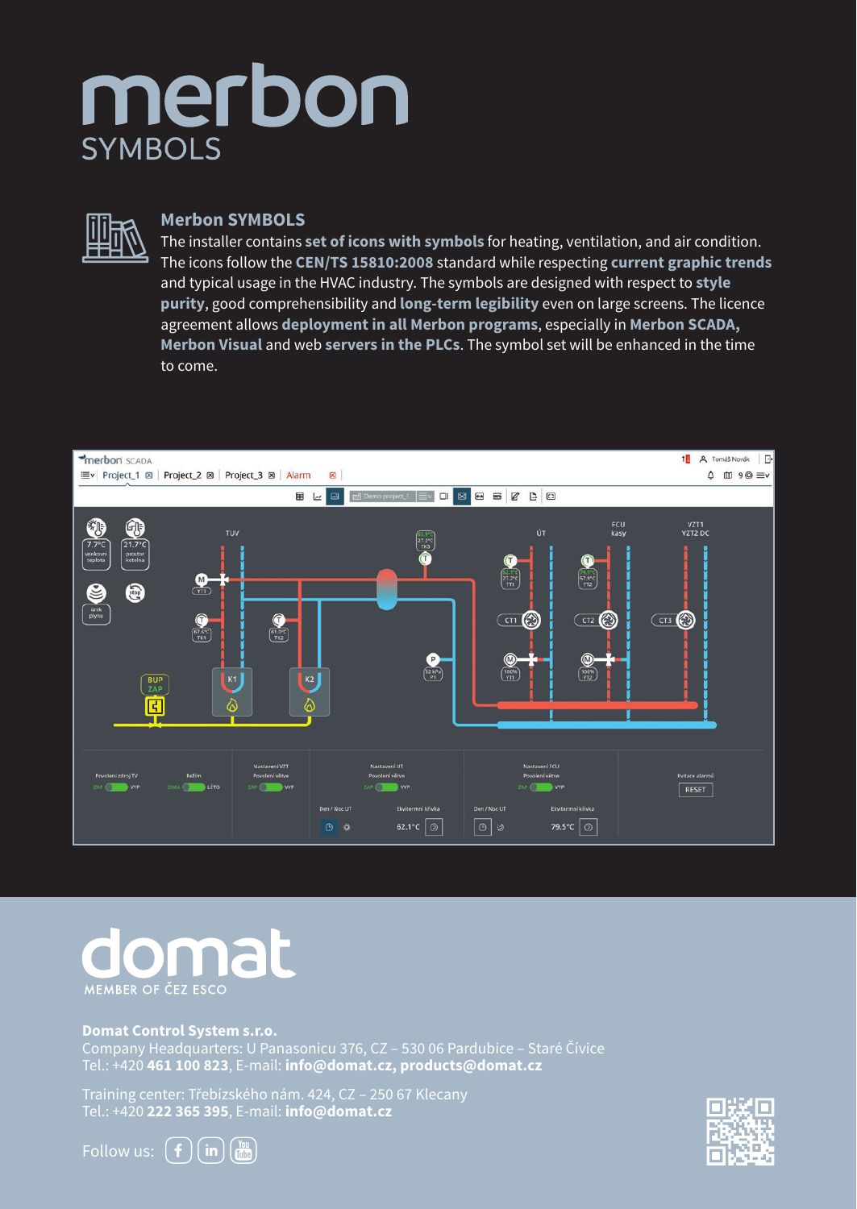# merbon
## SYMBOLS

### Merbon SYMBOLS

The installer contains **set of icons with symbols** for heating, ventilation, and air condition. The icons follow the **CEN/TS 15810:2008** standard while respecting **current graphic trends** and typical usage in the HVAC industry. The symbols are designed with respect to **style purity**, good comprehensibility and **long-term legibility** even on large screens. The licence agreement allows **deployment in all Merbon programs**, especially in **Merbon SCADA, Merbon Visual** and web **servers in the PLCs**. The symbol set will be enhanced in the time to come.

domat
MEMBER OF ČEZ ESCO

**Domat Control System s.r.o.**
Company Headquarters: U Panasonicu 376, CZ – 530 06 Pardubice – Staré Čívice
Tel.: +420 **461 100 823**, E-mail: **info@domat.cz, products@domat.cz**

Training center: Třebízského nám. 424, CZ – 250 67 Klecany
Tel.: +420 **222 365 395**, E-mail: **info@domat.cz**

Follow us: